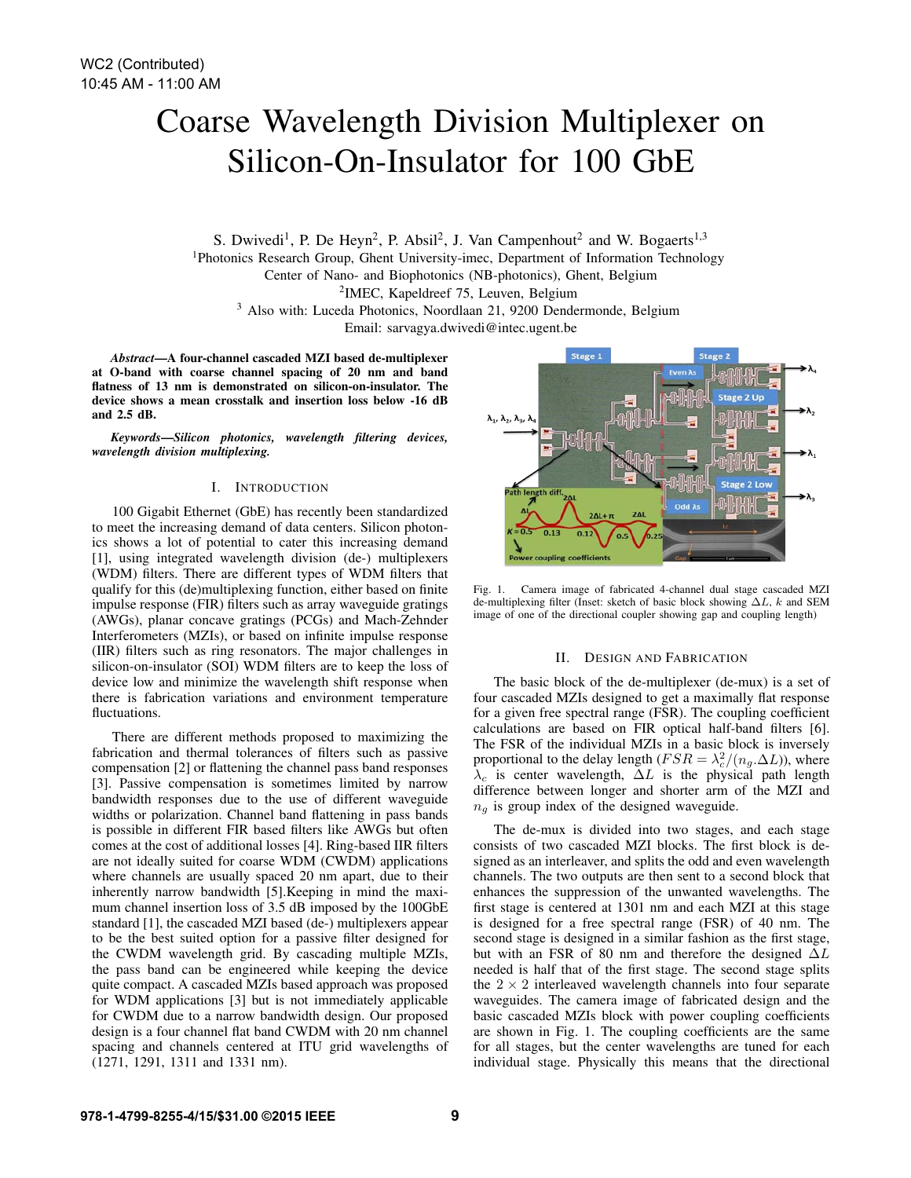# Coarse Wavelength Division Multiplexer on Silicon-On-Insulator for 100 GbE

S. Dwivedi[1], P. De Heyn[2], P. Absil[2], J. Van Campenhout[2] and W. Bogaerts[1,3]

[1]Photonics Research Group, Ghent University-imec, Department of Information Technology
Center of Nano- and Biophotonics (NB-photonics), Ghent, Belgium
[2]IMEC, Kapeldreef 75, Leuven, Belgium
[3] Also with: Luceda Photonics, Noordlaan 21, 9200 Dendermonde, Belgium
Email: sarvagya.dwivedi@intec.ugent.be

***Abstract*—A four-channel cascaded MZI based de-multiplexer at O-band with coarse channel spacing of 20 nm and band flatness of 13 nm is demonstrated on silicon-on-insulator. The device shows a mean crosstalk and insertion loss below -16 dB and 2.5 dB.**

***Keywords*—Silicon photonics, wavelength filtering devices, wavelength division multiplexing.**

## I. Introduction

100 Gigabit Ethernet (GbE) has recently been standardized to meet the increasing demand of data centers. Silicon photonics shows a lot of potential to cater this increasing demand [1], using integrated wavelength division (de-) multiplexers (WDM) filters. There are different types of WDM filters that qualify for this (de)multiplexing function, either based on finite impulse response (FIR) filters such as array waveguide gratings (AWGs), planar concave gratings (PCGs) and Mach-Zehnder Interferometers (MZIs), or based on infinite impulse response (IIR) filters such as ring resonators. The major challenges in silicon-on-insulator (SOI) WDM filters are to keep the loss of device low and minimize the wavelength shift response when there is fabrication variations and environment temperature fluctuations.

There are different methods proposed to maximizing the fabrication and thermal tolerances of filters such as passive compensation [2] or flattening the channel pass band responses [3]. Passive compensation is sometimes limited by narrow bandwidth responses due to the use of different waveguide widths or polarization. Channel band flattening in pass bands is possible in different FIR based filters like AWGs but often comes at the cost of additional losses [4]. Ring-based IIR filters are not ideally suited for coarse WDM (CWDM) applications where channels are usually spaced 20 nm apart, due to their inherently narrow bandwidth [5].Keeping in mind the maximum channel insertion loss of 3.5 dB imposed by the 100GbE standard [1], the cascaded MZI based (de-) multiplexers appear to be the best suited option for a passive filter designed for the CWDM wavelength grid. By cascading multiple MZIs, the pass band can be engineered while keeping the device quite compact. A cascaded MZIs based approach was proposed for WDM applications [3] but is not immediately applicable for CWDM due to a narrow bandwidth design. Our proposed design is a four channel flat band CWDM with 20 nm channel spacing and channels centered at ITU grid wavelengths of (1271, 1291, 1311 and 1331 nm).

Fig. 1. Camera image of fabricated 4-channel dual stage cascaded MZI de-multiplexing filter (Inset: sketch of basic block showing $\Delta L$, $k$ and SEM image of one of the directional coupler showing gap and coupling length)

## II. Design and Fabrication

The basic block of the de-multiplexer (de-mux) is a set of four cascaded MZIs designed to get a maximally flat response for a given free spectral range (FSR). The coupling coefficient calculations are based on FIR optical half-band filters [6]. The FSR of the individual MZIs in a basic block is inversely proportional to the delay length ($FSR = \lambda_c^2/(n_g.\Delta L)$), where $\lambda_c$ is center wavelength, $\Delta L$ is the physical path length difference between longer and shorter arm of the MZI and $n_g$ is group index of the designed waveguide.

The de-mux is divided into two stages, and each stage consists of two cascaded MZI blocks. The first block is designed as an interleaver, and splits the odd and even wavelength channels. The two outputs are then sent to a second block that enhances the suppression of the unwanted wavelengths. The first stage is centered at 1301 nm and each MZI at this stage is designed for a free spectral range (FSR) of 40 nm. The second stage is designed in a similar fashion as the first stage, but with an FSR of 80 nm and therefore the designed $\Delta L$ needed is half that of the first stage. The second stage splits the $2 \times 2$ interleaved wavelength channels into four separate waveguides. The camera image of fabricated design and the basic cascaded MZIs block with power coupling coefficients are shown in Fig. 1. The coupling coefficients are the same for all stages, but the center wavelengths are tuned for each individual stage. Physically this means that the directional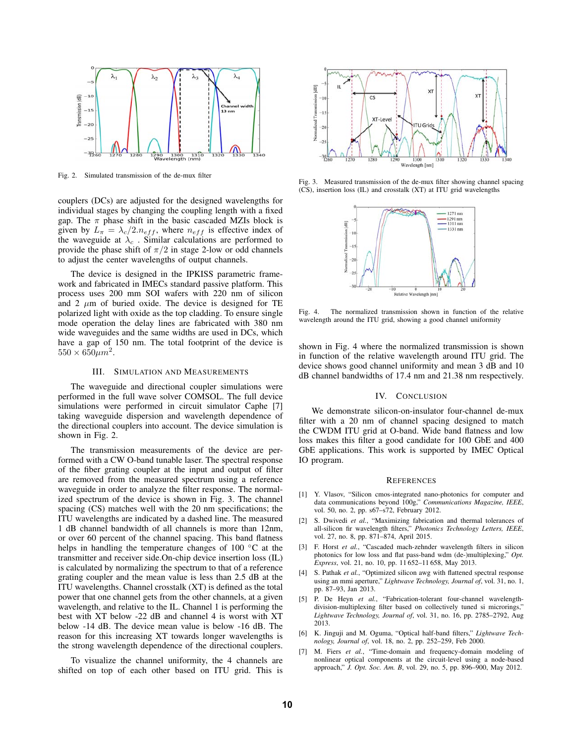Fig. 2. Simulated transmission of the de-mux filter

couplers (DCs) are adjusted for the designed wavelengths for individual stages by changing the coupling length with a fixed gap. The $\pi$ phase shift in the basic cascaded MZIs block is given by $L_{\pi} = \lambda_c / 2.n_{eff}$, where $n_{eff}$ is effective index of the waveguide at $\lambda_c$ . Similar calculations are performed to provide the phase shift of $\pi/2$ in stage 2-low or odd channels to adjust the center wavelengths of output channels.

The device is designed in the IPKISS parametric framework and fabricated in IMECs standard passive platform. This process uses 200 mm SOI wafers with 220 nm of silicon and 2 $\mu$m of buried oxide. The device is designed for TE polarized light with oxide as the top cladding. To ensure single mode operation the delay lines are fabricated with 380 nm wide waveguides and the same widths are used in DCs, which have a gap of 150 nm. The total footprint of the device is $550 \times 650 \mu m^2$.

## III. Simulation and Measurements

The waveguide and directional coupler simulations were performed in the full wave solver COMSOL. The full device simulations were performed in circuit simulator Caphe [7] taking waveguide dispersion and wavelength dependence of the directional couplers into account. The device simulation is shown in Fig. 2.

The transmission measurements of the device are performed with a CW O-band tunable laser. The spectral response of the fiber grating coupler at the input and output of filter are removed from the measured spectrum using a reference waveguide in order to analyze the filter response. The normalized spectrum of the device is shown in Fig. 3. The channel spacing (CS) matches well with the 20 nm specifications; the ITU wavelengths are indicated by a dashed line. The measured 1 dB channel bandwidth of all channels is more than 12nm, or over 60 percent of the channel spacing. This band flatness helps in handling the temperature changes of 100 °C at the transmitter and receiver side.On-chip device insertion loss (IL) is calculated by normalizing the spectrum to that of a reference grating coupler and the mean value is less than 2.5 dB at the ITU wavelengths. Channel crosstalk (XT) is defined as the total power that one channel gets from the other channels, at a given wavelength, and relative to the IL. Channel 1 is performing the best with XT below -22 dB and channel 4 is worst with XT below -14 dB. The device mean value is below -16 dB. The reason for this increasing XT towards longer wavelengths is the strong wavelength dependence of the directional couplers.

To visualize the channel uniformity, the 4 channels are shifted on top of each other based on ITU grid. This is

Fig. 3. Measured transmission of the de-mux filter showing channel spacing (CS), insertion loss (IL) and crosstalk (XT) at ITU grid wavelengths

Fig. 4. The normalized transmission shown in function of the relative wavelength around the ITU grid, showing a good channel uniformity

shown in Fig. 4 where the normalized transmission is shown in function of the relative wavelength around ITU grid. The device shows good channel uniformity and mean 3 dB and 10 dB channel bandwidths of 17.4 nm and 21.38 nm respectively.

## IV. Conclusion

We demonstrate silicon-on-insulator four-channel de-mux filter with a 20 nm of channel spacing designed to match the CWDM ITU grid at O-band. Wide band flatness and low loss makes this filter a good candidate for 100 GbE and 400 GbE applications. This work is supported by IMEC Optical IO program.

## References

[1] Y. Vlasov, "Silicon cmos-integrated nano-photonics for computer and data communications beyond 100g," *Communications Magazine, IEEE*, vol. 50, no. 2, pp. s67–s72, February 2012.

[2] S. Dwivedi *et al.*, "Maximizing fabrication and thermal tolerances of all-silicon fir wavelength filters," *Photonics Technology Letters, IEEE*, vol. 27, no. 8, pp. 871–874, April 2015.

[3] F. Horst *et al.*, "Cascaded mach-zehnder wavelength filters in silicon photonics for low loss and flat pass-band wdm (de-)multiplexing," *Opt. Express*, vol. 21, no. 10, pp. 11 652–11 658, May 2013.

[4] S. Pathak *et al.*, "Optimized silicon awg with flattened spectral response using an mmi aperture," *Lightwave Technology, Journal of*, vol. 31, no. 1, pp. 87–93, Jan 2013.

[5] P. De Heyn *et al.*, "Fabrication-tolerant four-channel wavelength-division-multiplexing filter based on collectively tuned si microrings," *Lightwave Technology, Journal of*, vol. 31, no. 16, pp. 2785–2792, Aug 2013.

[6] K. Jinguji and M. Oguma, "Optical half-band filters," *Lightwave Technology, Journal of*, vol. 18, no. 2, pp. 252–259, Feb 2000.

[7] M. Fiers *et al.*, "Time-domain and frequency-domain modeling of nonlinear optical components at the circuit-level using a node-based approach," *J. Opt. Soc. Am. B*, vol. 29, no. 5, pp. 896–900, May 2012.